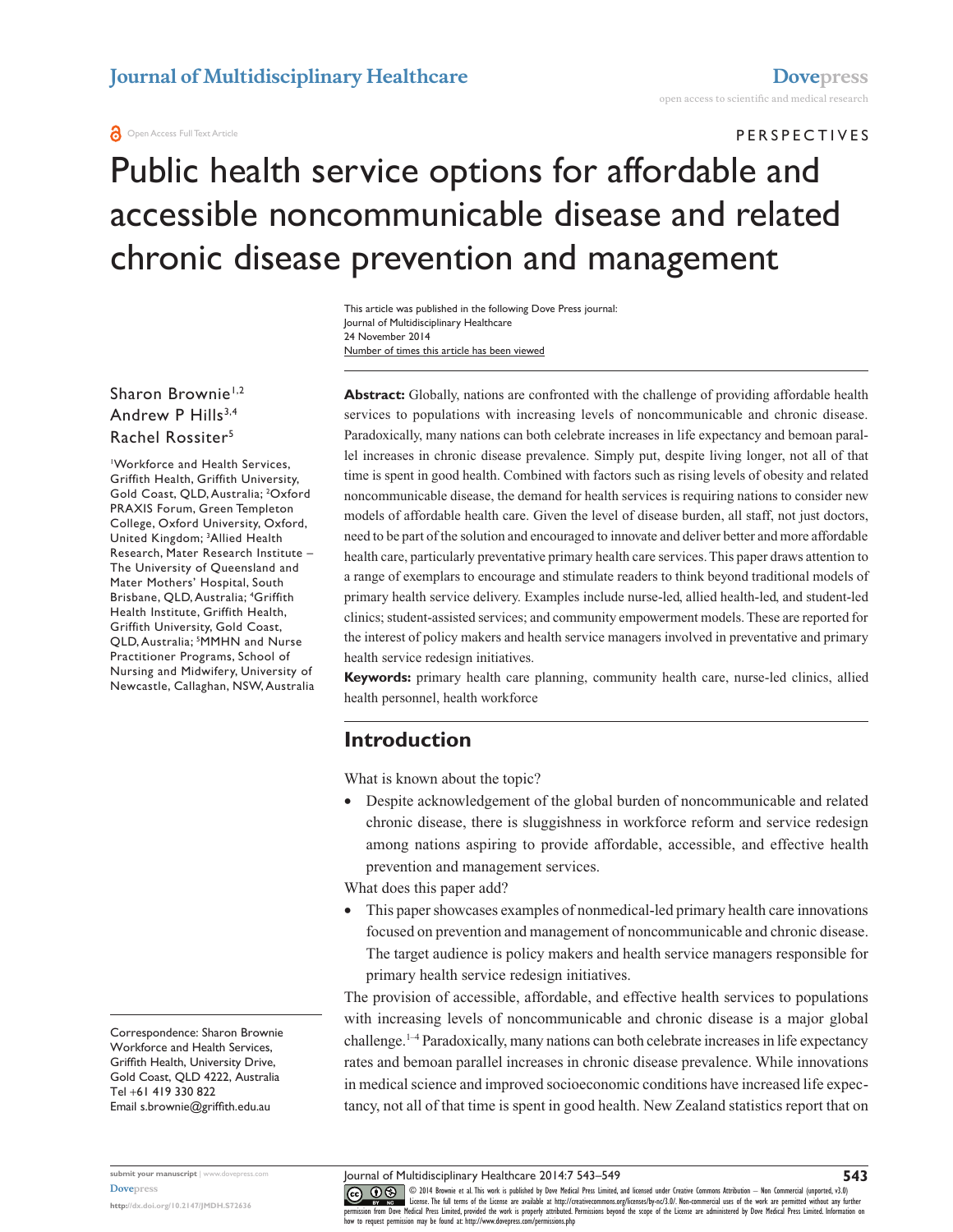PERSPECTIVES

# Public health service options for affordable and accessible noncommunicable disease and related chronic disease prevention and management

This article was published in the following Dove Press journal:
Journal of Multidisciplinary Healthcare
24 November 2014
Number of times this article has been viewed

Sharon Brownie[1,2]
Andrew P Hills[3,4]
Rachel Rossiter[5]

[1]Workforce and Health Services, Griffith Health, Griffith University, Gold Coast, QLD, Australia; [2]Oxford PRAXIS Forum, Green Templeton College, Oxford University, Oxford, United Kingdom; [3]Allied Health Research, Mater Research Institute – The University of Queensland and Mater Mothers' Hospital, South Brisbane, QLD, Australia; [4]Griffith Health Institute, Griffith Health, Griffith University, Gold Coast, QLD, Australia; [5]MMHN and Nurse Practitioner Programs, School of Nursing and Midwifery, University of Newcastle, Callaghan, NSW, Australia

Correspondence: Sharon Brownie
Workforce and Health Services, Griffith Health, University Drive, Gold Coast, QLD 4222, Australia
Tel +61 419 330 822
Email s.brownie@griffith.edu.au

**Abstract:** Globally, nations are confronted with the challenge of providing affordable health services to populations with increasing levels of noncommunicable and chronic disease. Paradoxically, many nations can both celebrate increases in life expectancy and bemoan parallel increases in chronic disease prevalence. Simply put, despite living longer, not all of that time is spent in good health. Combined with factors such as rising levels of obesity and related noncommunicable disease, the demand for health services is requiring nations to consider new models of affordable health care. Given the level of disease burden, all staff, not just doctors, need to be part of the solution and encouraged to innovate and deliver better and more affordable health care, particularly preventative primary health care services. This paper draws attention to a range of exemplars to encourage and stimulate readers to think beyond traditional models of primary health service delivery. Examples include nurse-led, allied health-led, and student-led clinics; student-assisted services; and community empowerment models. These are reported for the interest of policy makers and health service managers involved in preventative and primary health service redesign initiatives.

**Keywords:** primary health care planning, community health care, nurse-led clinics, allied health personnel, health workforce

## Introduction

What is known about the topic?

- Despite acknowledgement of the global burden of noncommunicable and related chronic disease, there is sluggishness in workforce reform and service redesign among nations aspiring to provide affordable, accessible, and effective health prevention and management services.

What does this paper add?

- This paper showcases examples of nonmedical-led primary health care innovations focused on prevention and management of noncommunicable and chronic disease. The target audience is policy makers and health service managers responsible for primary health service redesign initiatives.

The provision of accessible, affordable, and effective health services to populations with increasing levels of noncommunicable and chronic disease is a major global challenge.[1–4] Paradoxically, many nations can both celebrate increases in life expectancy rates and bemoan parallel increases in chronic disease prevalence. While innovations in medical science and improved socioeconomic conditions have increased life expectancy, not all of that time is spent in good health. New Zealand statistics report that on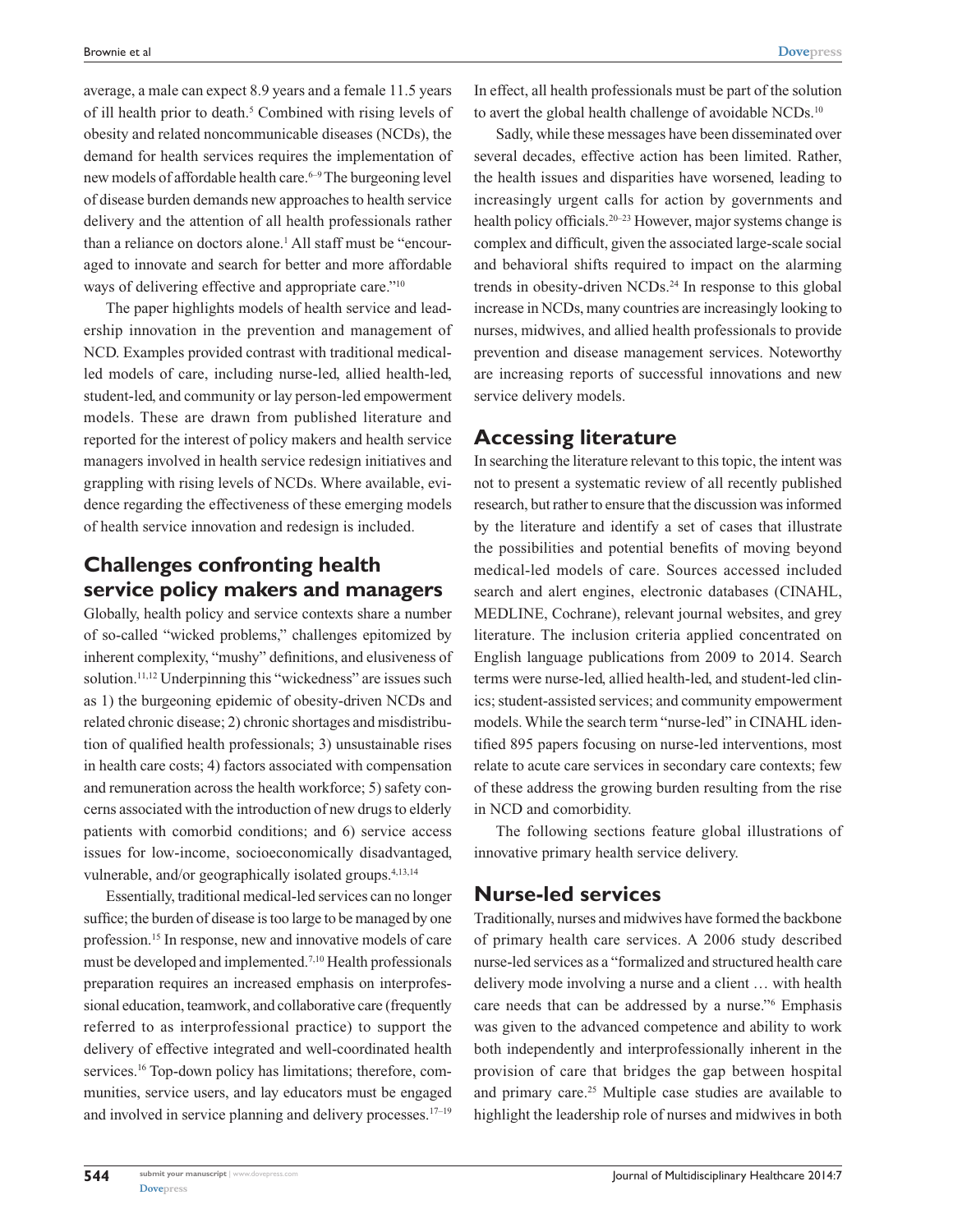average, a male can expect 8.9 years and a female 11.5 years of ill health prior to death.[5] Combined with rising levels of obesity and related noncommunicable diseases (NCDs), the demand for health services requires the implementation of new models of affordable health care.[6–9] The burgeoning level of disease burden demands new approaches to health service delivery and the attention of all health professionals rather than a reliance on doctors alone.[1] All staff must be "encouraged to innovate and search for better and more affordable ways of delivering effective and appropriate care."[10]

The paper highlights models of health service and leadership innovation in the prevention and management of NCD. Examples provided contrast with traditional medical-led models of care, including nurse-led, allied health-led, student-led, and community or lay person-led empowerment models. These are drawn from published literature and reported for the interest of policy makers and health service managers involved in health service redesign initiatives and grappling with rising levels of NCDs. Where available, evidence regarding the effectiveness of these emerging models of health service innovation and redesign is included.

## Challenges confronting health service policy makers and managers

Globally, health policy and service contexts share a number of so-called "wicked problems," challenges epitomized by inherent complexity, "mushy" definitions, and elusiveness of solution.[11,12] Underpinning this "wickedness" are issues such as 1) the burgeoning epidemic of obesity-driven NCDs and related chronic disease; 2) chronic shortages and misdistribution of qualified health professionals; 3) unsustainable rises in health care costs; 4) factors associated with compensation and remuneration across the health workforce; 5) safety concerns associated with the introduction of new drugs to elderly patients with comorbid conditions; and 6) service access issues for low-income, socioeconomically disadvantaged, vulnerable, and/or geographically isolated groups.[4,13,14]

Essentially, traditional medical-led services can no longer suffice; the burden of disease is too large to be managed by one profession.[15] In response, new and innovative models of care must be developed and implemented.[7,10] Health professionals preparation requires an increased emphasis on interprofessional education, teamwork, and collaborative care (frequently referred to as interprofessional practice) to support the delivery of effective integrated and well-coordinated health services.[16] Top-down policy has limitations; therefore, communities, service users, and lay educators must be engaged and involved in service planning and delivery processes.[17–19] In effect, all health professionals must be part of the solution to avert the global health challenge of avoidable NCDs.[10]

Sadly, while these messages have been disseminated over several decades, effective action has been limited. Rather, the health issues and disparities have worsened, leading to increasingly urgent calls for action by governments and health policy officials.[20–23] However, major systems change is complex and difficult, given the associated large-scale social and behavioral shifts required to impact on the alarming trends in obesity-driven NCDs.[24] In response to this global increase in NCDs, many countries are increasingly looking to nurses, midwives, and allied health professionals to provide prevention and disease management services. Noteworthy are increasing reports of successful innovations and new service delivery models.

## Accessing literature

In searching the literature relevant to this topic, the intent was not to present a systematic review of all recently published research, but rather to ensure that the discussion was informed by the literature and identify a set of cases that illustrate the possibilities and potential benefits of moving beyond medical-led models of care. Sources accessed included search and alert engines, electronic databases (CINAHL, MEDLINE, Cochrane), relevant journal websites, and grey literature. The inclusion criteria applied concentrated on English language publications from 2009 to 2014. Search terms were nurse-led, allied health-led, and student-led clinics; student-assisted services; and community empowerment models. While the search term "nurse-led" in CINAHL identified 895 papers focusing on nurse-led interventions, most relate to acute care services in secondary care contexts; few of these address the growing burden resulting from the rise in NCD and comorbidity.

The following sections feature global illustrations of innovative primary health service delivery.

## Nurse-led services

Traditionally, nurses and midwives have formed the backbone of primary health care services. A 2006 study described nurse-led services as a "formalized and structured health care delivery mode involving a nurse and a client … with health care needs that can be addressed by a nurse."[6] Emphasis was given to the advanced competence and ability to work both independently and interprofessionally inherent in the provision of care that bridges the gap between hospital and primary care.[25] Multiple case studies are available to highlight the leadership role of nurses and midwives in both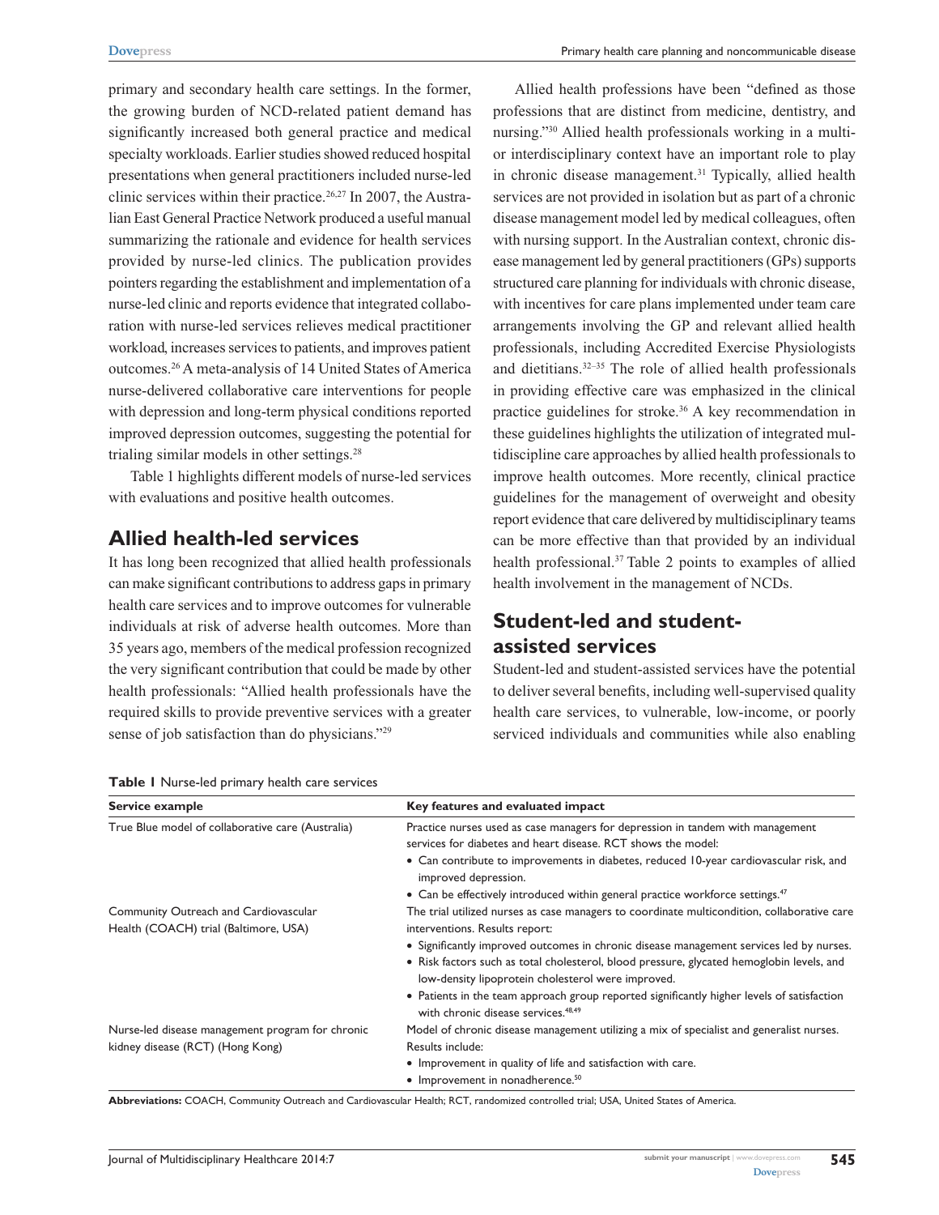primary and secondary health care settings. In the former, the growing burden of NCD-related patient demand has significantly increased both general practice and medical specialty workloads. Earlier studies showed reduced hospital presentations when general practitioners included nurse-led clinic services within their practice.[26,27] In 2007, the Australian East General Practice Network produced a useful manual summarizing the rationale and evidence for health services provided by nurse-led clinics. The publication provides pointers regarding the establishment and implementation of a nurse-led clinic and reports evidence that integrated collaboration with nurse-led services relieves medical practitioner workload, increases services to patients, and improves patient outcomes.[26] A meta-analysis of 14 United States of America nurse-delivered collaborative care interventions for people with depression and long-term physical conditions reported improved depression outcomes, suggesting the potential for trialing similar models in other settings.[28]

Table 1 highlights different models of nurse-led services with evaluations and positive health outcomes.

## Allied health-led services

It has long been recognized that allied health professionals can make significant contributions to address gaps in primary health care services and to improve outcomes for vulnerable individuals at risk of adverse health outcomes. More than 35 years ago, members of the medical profession recognized the very significant contribution that could be made by other health professionals: "Allied health professionals have the required skills to provide preventive services with a greater sense of job satisfaction than do physicians."[29]

Allied health professions have been "defined as those professions that are distinct from medicine, dentistry, and nursing."[30] Allied health professionals working in a multi- or interdisciplinary context have an important role to play in chronic disease management.[31] Typically, allied health services are not provided in isolation but as part of a chronic disease management model led by medical colleagues, often with nursing support. In the Australian context, chronic disease management led by general practitioners (GPs) supports structured care planning for individuals with chronic disease, with incentives for care plans implemented under team care arrangements involving the GP and relevant allied health professionals, including Accredited Exercise Physiologists and dietitians.[32–35] The role of allied health professionals in providing effective care was emphasized in the clinical practice guidelines for stroke.[36] A key recommendation in these guidelines highlights the utilization of integrated multidiscipline care approaches by allied health professionals to improve health outcomes. More recently, clinical practice guidelines for the management of overweight and obesity report evidence that care delivered by multidisciplinary teams can be more effective than that provided by an individual health professional.[37] Table 2 points to examples of allied health involvement in the management of NCDs.

## Student-led and student-assisted services

Student-led and student-assisted services have the potential to deliver several benefits, including well-supervised quality health care services, to vulnerable, low-income, or poorly serviced individuals and communities while also enabling

**Table 1** Nurse-led primary health care services

| Service example | Key features and evaluated impact |
|---|---|
| True Blue model of collaborative care (Australia) | Practice nurses used as case managers for depression in tandem with management services for diabetes and heart disease. RCT shows the model:<br>• Can contribute to improvements in diabetes, reduced 10-year cardiovascular risk, and improved depression.<br>• Can be effectively introduced within general practice workforce settings.[47] |
| Community Outreach and Cardiovascular Health (COACH) trial (Baltimore, USA) | The trial utilized nurses as case managers to coordinate multicondition, collaborative care interventions. Results report:<br>• Significantly improved outcomes in chronic disease management services led by nurses.<br>• Risk factors such as total cholesterol, blood pressure, glycated hemoglobin levels, and low-density lipoprotein cholesterol were improved.<br>• Patients in the team approach group reported significantly higher levels of satisfaction with chronic disease services.[48,49] |
| Nurse-led disease management program for chronic kidney disease (RCT) (Hong Kong) | Model of chronic disease management utilizing a mix of specialist and generalist nurses. Results include:<br>• Improvement in quality of life and satisfaction with care.<br>• Improvement in nonadherence.[50] |

**Abbreviations:** COACH, Community Outreach and Cardiovascular Health; RCT, randomized controlled trial; USA, United States of America.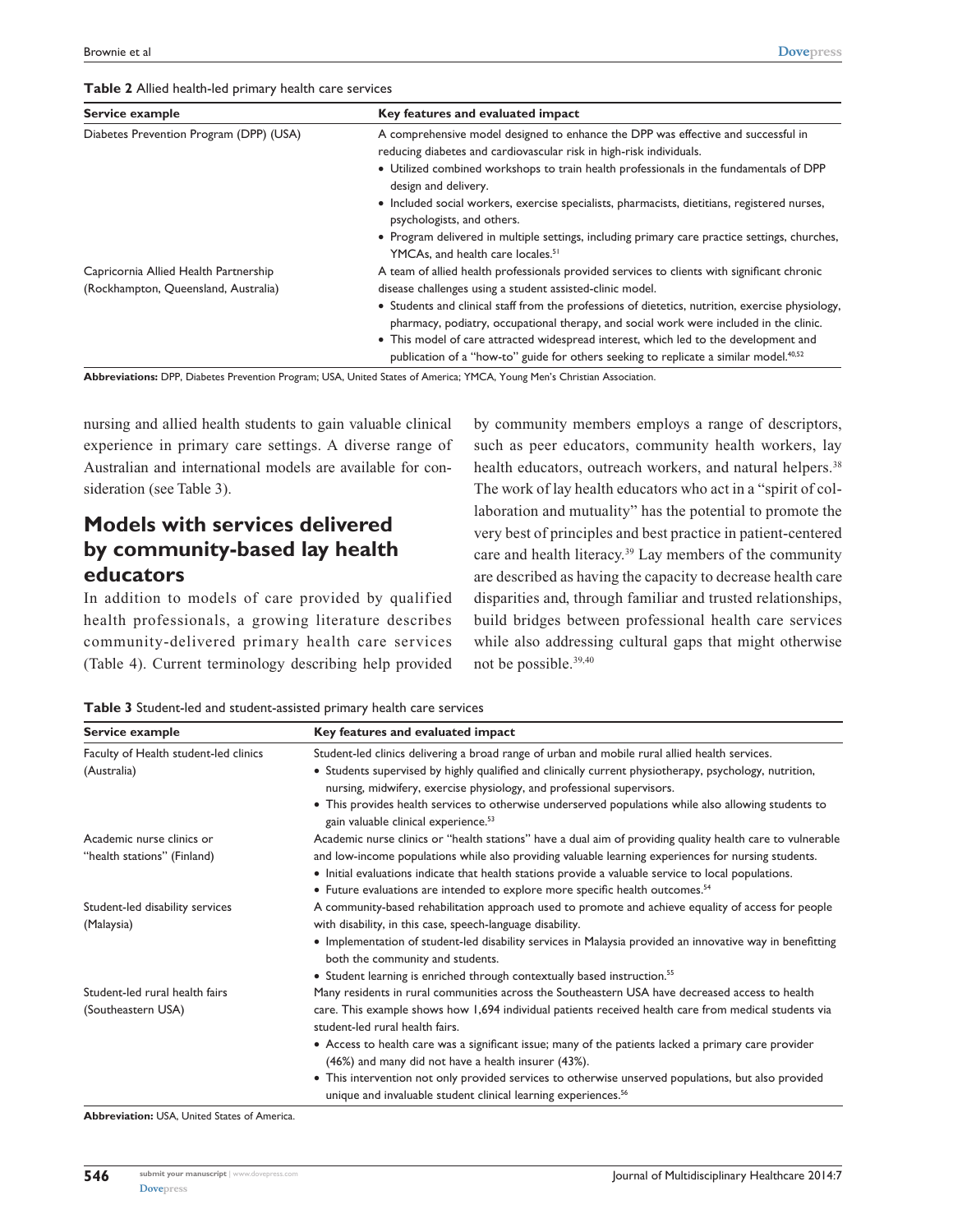**Table 2** Allied health-led primary health care services

| Service example | Key features and evaluated impact |
|---|---|
| Diabetes Prevention Program (DPP) (USA) | A comprehensive model designed to enhance the DPP was effective and successful in reducing diabetes and cardiovascular risk in high-risk individuals. • Utilized combined workshops to train health professionals in the fundamentals of DPP design and delivery. • Included social workers, exercise specialists, pharmacists, dietitians, registered nurses, psychologists, and others. • Program delivered in multiple settings, including primary care practice settings, churches, YMCAs, and health care locales.[51] |
| Capricornia Allied Health Partnership (Rockhampton, Queensland, Australia) | A team of allied health professionals provided services to clients with significant chronic disease challenges using a student assisted-clinic model. • Students and clinical staff from the professions of dietetics, nutrition, exercise physiology, pharmacy, podiatry, occupational therapy, and social work were included in the clinic. • This model of care attracted widespread interest, which led to the development and publication of a "how-to" guide for others seeking to replicate a similar model.[40,52] |

**Abbreviations:** DPP, Diabetes Prevention Program; USA, United States of America; YMCA, Young Men's Christian Association.

nursing and allied health students to gain valuable clinical experience in primary care settings. A diverse range of Australian and international models are available for consideration (see Table 3).

## Models with services delivered by community-based lay health educators

In addition to models of care provided by qualified health professionals, a growing literature describes community-delivered primary health care services (Table 4). Current terminology describing help provided by community members employs a range of descriptors, such as peer educators, community health workers, lay health educators, outreach workers, and natural helpers.[38] The work of lay health educators who act in a "spirit of collaboration and mutuality" has the potential to promote the very best of principles and best practice in patient-centered care and health literacy.[39] Lay members of the community are described as having the capacity to decrease health care disparities and, through familiar and trusted relationships, build bridges between professional health care services while also addressing cultural gaps that might otherwise not be possible.[39,40]

**Table 3** Student-led and student-assisted primary health care services

| Service example | Key features and evaluated impact |
|---|---|
| Faculty of Health student-led clinics (Australia) | Student-led clinics delivering a broad range of urban and mobile rural allied health services. • Students supervised by highly qualified and clinically current physiotherapy, psychology, nutrition, nursing, midwifery, exercise physiology, and professional supervisors. • This provides health services to otherwise underserved populations while also allowing students to gain valuable clinical experience.[53] |
| Academic nurse clinics or "health stations" (Finland) | Academic nurse clinics or "health stations" have a dual aim of providing quality health care to vulnerable and low-income populations while also providing valuable learning experiences for nursing students. • Initial evaluations indicate that health stations provide a valuable service to local populations. • Future evaluations are intended to explore more specific health outcomes.[54] |
| Student-led disability services (Malaysia) | A community-based rehabilitation approach used to promote and achieve equality of access for people with disability, in this case, speech-language disability. • Implementation of student-led disability services in Malaysia provided an innovative way in benefitting both the community and students. • Student learning is enriched through contextually based instruction.[55] |
| Student-led rural health fairs (Southeastern USA) | Many residents in rural communities across the Southeastern USA have decreased access to health care. This example shows how 1,694 individual patients received health care from medical students via student-led rural health fairs. • Access to health care was a significant issue; many of the patients lacked a primary care provider (46%) and many did not have a health insurer (43%). • This intervention not only provided services to otherwise unserved populations, but also provided unique and invaluable student clinical learning experiences.[56] |

**Abbreviation:** USA, United States of America.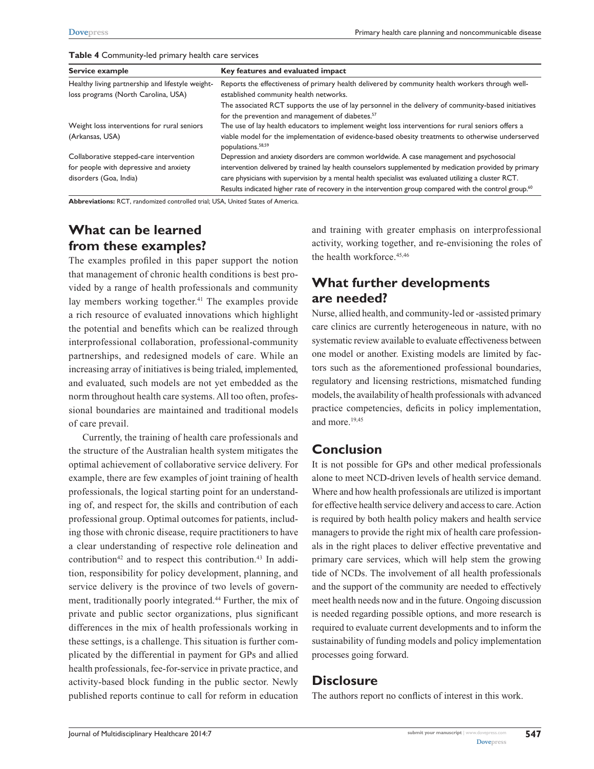**Table 4** Community-led primary health care services

| Service example | Key features and evaluated impact |
| --- | --- |
| Healthy living partnership and lifestyle weight-loss programs (North Carolina, USA) | Reports the effectiveness of primary health delivered by community health workers through well-established community health networks. The associated RCT supports the use of lay personnel in the delivery of community-based initiatives for the prevention and management of diabetes.[57] |
| Weight loss interventions for rural seniors (Arkansas, USA) | The use of lay health educators to implement weight loss interventions for rural seniors offers a viable model for the implementation of evidence-based obesity treatments to otherwise underserved populations.[58,59] |
| Collaborative stepped-care intervention for people with depressive and anxiety disorders (Goa, India) | Depression and anxiety disorders are common worldwide. A case management and psychosocial intervention delivered by trained lay health counselors supplemented by medication provided by primary care physicians with supervision by a mental health specialist was evaluated utilizing a cluster RCT. Results indicated higher rate of recovery in the intervention group compared with the control group.[60] |

**Abbreviations:** RCT, randomized controlled trial; USA, United States of America.

## What can be learned from these examples?

The examples profiled in this paper support the notion that management of chronic health conditions is best provided by a range of health professionals and community lay members working together.[41] The examples provide a rich resource of evaluated innovations which highlight the potential and benefits which can be realized through interprofessional collaboration, professional-community partnerships, and redesigned models of care. While an increasing array of initiatives is being trialed, implemented, and evaluated, such models are not yet embedded as the norm throughout health care systems. All too often, professional boundaries are maintained and traditional models of care prevail.

Currently, the training of health care professionals and the structure of the Australian health system mitigates the optimal achievement of collaborative service delivery. For example, there are few examples of joint training of health professionals, the logical starting point for an understanding of, and respect for, the skills and contribution of each professional group. Optimal outcomes for patients, including those with chronic disease, require practitioners to have a clear understanding of respective role delineation and contribution[42] and to respect this contribution.[43] In addition, responsibility for policy development, planning, and service delivery is the province of two levels of government, traditionally poorly integrated.[44] Further, the mix of private and public sector organizations, plus significant differences in the mix of health professionals working in these settings, is a challenge. This situation is further complicated by the differential in payment for GPs and allied health professionals, fee-for-service in private practice, and activity-based block funding in the public sector. Newly published reports continue to call for reform in education and training with greater emphasis on interprofessional activity, working together, and re-envisioning the roles of the health workforce.[45,46]

## What further developments are needed?

Nurse, allied health, and community-led or -assisted primary care clinics are currently heterogeneous in nature, with no systematic review available to evaluate effectiveness between one model or another. Existing models are limited by factors such as the aforementioned professional boundaries, regulatory and licensing restrictions, mismatched funding models, the availability of health professionals with advanced practice competencies, deficits in policy implementation, and more.[19,45]

## Conclusion

It is not possible for GPs and other medical professionals alone to meet NCD-driven levels of health service demand. Where and how health professionals are utilized is important for effective health service delivery and access to care. Action is required by both health policy makers and health service managers to provide the right mix of health care professionals in the right places to deliver effective preventative and primary care services, which will help stem the growing tide of NCDs. The involvement of all health professionals and the support of the community are needed to effectively meet health needs now and in the future. Ongoing discussion is needed regarding possible options, and more research is required to evaluate current developments and to inform the sustainability of funding models and policy implementation processes going forward.

## Disclosure

The authors report no conflicts of interest in this work.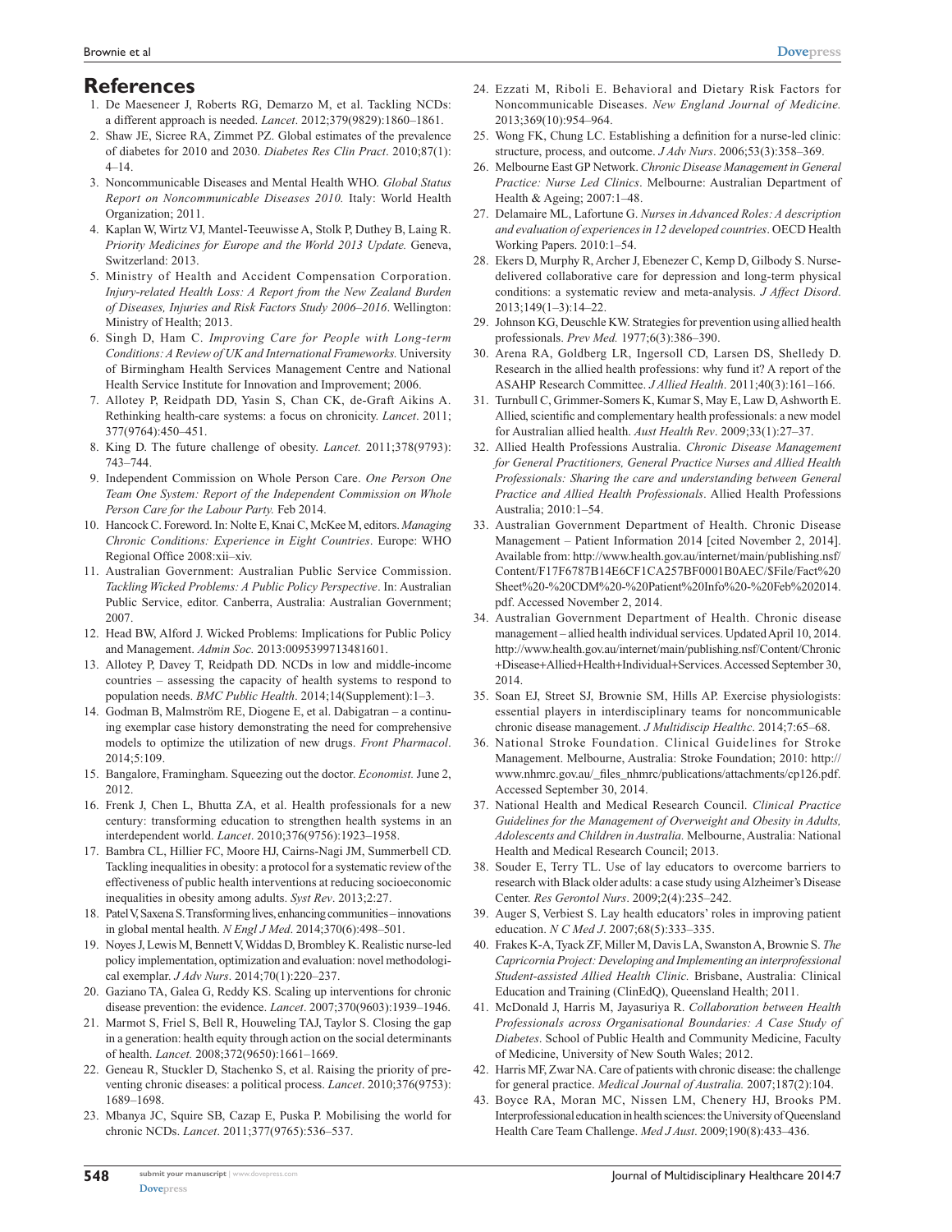## References

1. De Maeseneer J, Roberts RG, Demarzo M, et al. Tackling NCDs: a different approach is needed. *Lancet*. 2012;379(9829):1860–1861.
2. Shaw JE, Sicree RA, Zimmet PZ. Global estimates of the prevalence of diabetes for 2010 and 2030. *Diabetes Res Clin Pract*. 2010;87(1): 4–14.
3. Noncommunicable Diseases and Mental Health WHO. *Global Status Report on Noncommunicable Diseases 2010.* Italy: World Health Organization; 2011.
4. Kaplan W, Wirtz VJ, Mantel-Teeuwisse A, Stolk P, Duthey B, Laing R. *Priority Medicines for Europe and the World 2013 Update.* Geneva, Switzerland: 2013.
5. Ministry of Health and Accident Compensation Corporation. *Injury-related Health Loss: A Report from the New Zealand Burden of Diseases, Injuries and Risk Factors Study 2006–2016*. Wellington: Ministry of Health; 2013.
6. Singh D, Ham C. *Improving Care for People with Long-term Conditions: A Review of UK and International Frameworks.* University of Birmingham Health Services Management Centre and National Health Service Institute for Innovation and Improvement; 2006.
7. Allotey P, Reidpath DD, Yasin S, Chan CK, de-Graft Aikins A. Rethinking health-care systems: a focus on chronicity. *Lancet*. 2011; 377(9764):450–451.
8. King D. The future challenge of obesity. *Lancet.* 2011;378(9793): 743–744.
9. Independent Commission on Whole Person Care. *One Person One Team One System: Report of the Independent Commission on Whole Person Care for the Labour Party.* Feb 2014.
10. Hancock C. Foreword. In: Nolte E, Knai C, McKee M, editors. *Managing Chronic Conditions: Experience in Eight Countries*. Europe: WHO Regional Office 2008:xii–xiv.
11. Australian Government: Australian Public Service Commission. *Tackling Wicked Problems: A Public Policy Perspective*. In: Australian Public Service, editor. Canberra, Australia: Australian Government; 2007.
12. Head BW, Alford J. Wicked Problems: Implications for Public Policy and Management. *Admin Soc.* 2013:0095399713481601.
13. Allotey P, Davey T, Reidpath DD. NCDs in low and middle-income countries – assessing the capacity of health systems to respond to population needs. *BMC Public Health*. 2014;14(Supplement):1–3.
14. Godman B, Malmström RE, Diogene E, et al. Dabigatran – a continuing exemplar case history demonstrating the need for comprehensive models to optimize the utilization of new drugs. *Front Pharmacol*. 2014;5:109.
15. Bangalore, Framingham. Squeezing out the doctor. *Economist.* June 2, 2012.
16. Frenk J, Chen L, Bhutta ZA, et al. Health professionals for a new century: transforming education to strengthen health systems in an interdependent world. *Lancet*. 2010;376(9756):1923–1958.
17. Bambra CL, Hillier FC, Moore HJ, Cairns-Nagi JM, Summerbell CD. Tackling inequalities in obesity: a protocol for a systematic review of the effectiveness of public health interventions at reducing socioeconomic inequalities in obesity among adults. *Syst Rev*. 2013;2:27.
18. Patel V, Saxena S. Transforming lives, enhancing communities – innovations in global mental health. *N Engl J Med*. 2014;370(6):498–501.
19. Noyes J, Lewis M, Bennett V, Widdas D, Brombley K. Realistic nurse-led policy implementation, optimization and evaluation: novel methodological exemplar. *J Adv Nurs*. 2014;70(1):220–237.
20. Gaziano TA, Galea G, Reddy KS. Scaling up interventions for chronic disease prevention: the evidence. *Lancet*. 2007;370(9603):1939–1946.
21. Marmot S, Friel S, Bell R, Houweling TAJ, Taylor S. Closing the gap in a generation: health equity through action on the social determinants of health. *Lancet.* 2008;372(9650):1661–1669.
22. Geneau R, Stuckler D, Stachenko S, et al. Raising the priority of preventing chronic diseases: a political process. *Lancet*. 2010;376(9753): 1689–1698.
23. Mbanya JC, Squire SB, Cazap E, Puska P. Mobilising the world for chronic NCDs. *Lancet*. 2011;377(9765):536–537.
24. Ezzati M, Riboli E. Behavioral and Dietary Risk Factors for Noncommunicable Diseases. *New England Journal of Medicine.* 2013;369(10):954–964.
25. Wong FK, Chung LC. Establishing a definition for a nurse-led clinic: structure, process, and outcome. *J Adv Nurs*. 2006;53(3):358–369.
26. Melbourne East GP Network. *Chronic Disease Management in General Practice: Nurse Led Clinics*. Melbourne: Australian Department of Health & Ageing; 2007:1–48.
27. Delamaire ML, Lafortune G. *Nurses in Advanced Roles: A description and evaluation of experiences in 12 developed countries*. OECD Health Working Papers. 2010:1–54.
28. Ekers D, Murphy R, Archer J, Ebenezer C, Kemp D, Gilbody S. Nurse-delivered collaborative care for depression and long-term physical conditions: a systematic review and meta-analysis. *J Affect Disord*. 2013;149(1–3):14–22.
29. Johnson KG, Deuschle KW. Strategies for prevention using allied health professionals. *Prev Med.* 1977;6(3):386–390.
30. Arena RA, Goldberg LR, Ingersoll CD, Larsen DS, Shelledy D. Research in the allied health professions: why fund it? A report of the ASAHP Research Committee. *J Allied Health*. 2011;40(3):161–166.
31. Turnbull C, Grimmer-Somers K, Kumar S, May E, Law D, Ashworth E. Allied, scientific and complementary health professionals: a new model for Australian allied health. *Aust Health Rev*. 2009;33(1):27–37.
32. Allied Health Professions Australia. *Chronic Disease Management for General Practitioners, General Practice Nurses and Allied Health Professionals: Sharing the care and understanding between General Practice and Allied Health Professionals*. Allied Health Professions Australia; 2010:1–54.
33. Australian Government Department of Health. Chronic Disease Management – Patient Information 2014 [cited November 2, 2014]. Available from: http://www.health.gov.au/internet/main/publishing.nsf/Content/F17F6787B14E6CF1CA257BF0001B0AEC/$File/Fact%20Sheet%20-%20CDM%20-%20Patient%20Info%20-%20Feb%202014.pdf. Accessed November 2, 2014.
34. Australian Government Department of Health. Chronic disease management – allied health individual services. Updated April 10, 2014. http://www.health.gov.au/internet/main/publishing.nsf/Content/Chronic+Disease+Allied+Health+Individual+Services. Accessed September 30, 2014.
35. Soan EJ, Street SJ, Brownie SM, Hills AP. Exercise physiologists: essential players in interdisciplinary teams for noncommunicable chronic disease management. *J Multidiscip Healthc*. 2014;7:65–68.
36. National Stroke Foundation. Clinical Guidelines for Stroke Management. Melbourne, Australia: Stroke Foundation; 2010: http://www.nhmrc.gov.au/_files_nhmrc/publications/attachments/cp126.pdf. Accessed September 30, 2014.
37. National Health and Medical Research Council. *Clinical Practice Guidelines for the Management of Overweight and Obesity in Adults, Adolescents and Children in Australia.* Melbourne, Australia: National Health and Medical Research Council; 2013.
38. Souder E, Terry TL. Use of lay educators to overcome barriers to research with Black older adults: a case study using Alzheimer's Disease Center. *Res Gerontol Nurs*. 2009;2(4):235–242.
39. Auger S, Verbiest S. Lay health educators' roles in improving patient education. *N C Med J*. 2007;68(5):333–335.
40. Frakes K-A, Tyack ZF, Miller M, Davis LA, Swanston A, Brownie S. *The Capricornia Project: Developing and Implementing an interprofessional Student-assisted Allied Health Clinic.* Brisbane, Australia: Clinical Education and Training (ClinEdQ), Queensland Health; 2011.
41. McDonald J, Harris M, Jayasuriya R. *Collaboration between Health Professionals across Organisational Boundaries: A Case Study of Diabetes*. School of Public Health and Community Medicine, Faculty of Medicine, University of New South Wales; 2012.
42. Harris MF, Zwar NA. Care of patients with chronic disease: the challenge for general practice. *Medical Journal of Australia.* 2007;187(2):104.
43. Boyce RA, Moran MC, Nissen LM, Chenery HJ, Brooks PM. Interprofessional education in health sciences: the University of Queensland Health Care Team Challenge. *Med J Aust*. 2009;190(8):433–436.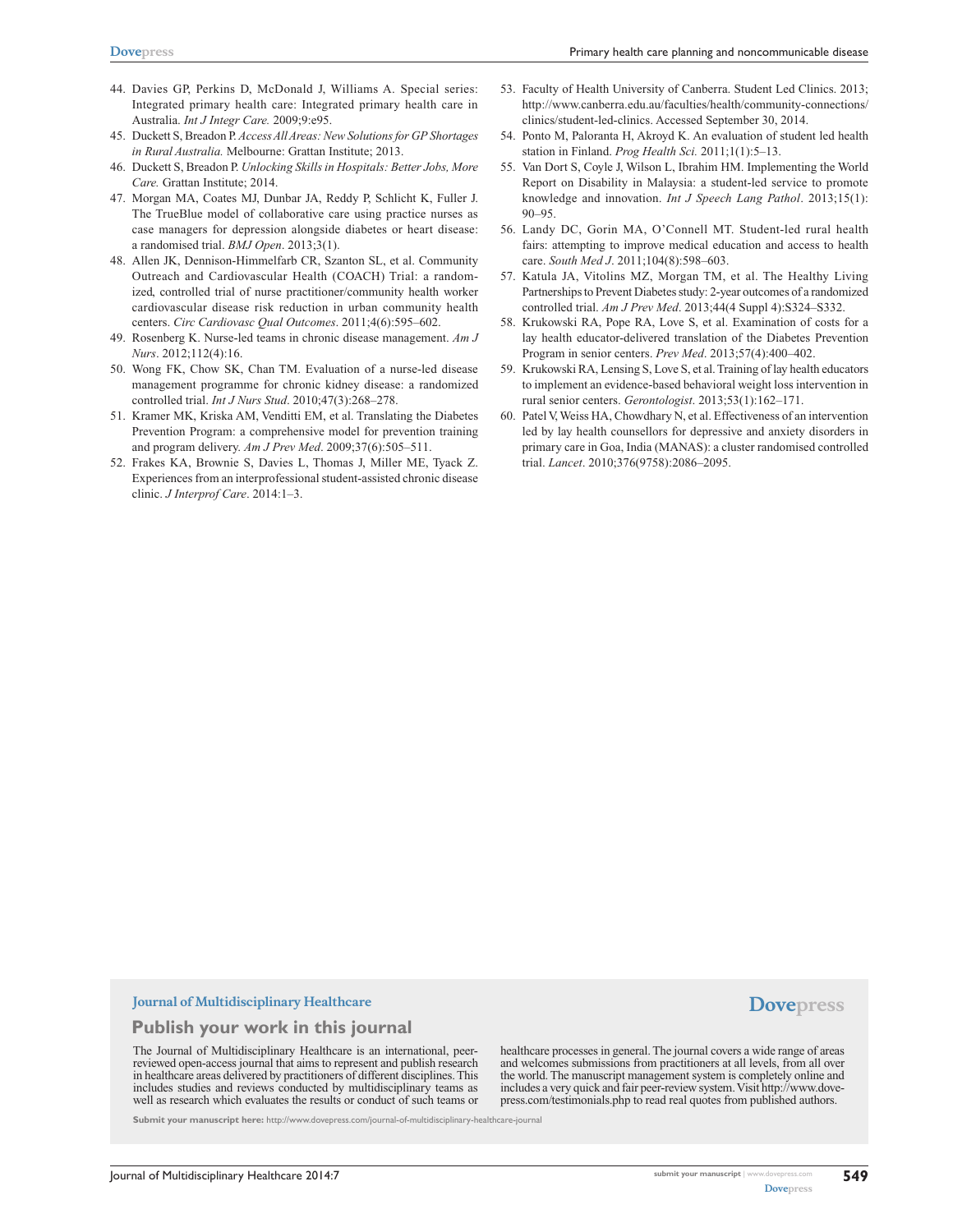44. Davies GP, Perkins D, McDonald J, Williams A. Special series: Integrated primary health care: Integrated primary health care in Australia. *Int J Integr Care.* 2009;9:e95.
45. Duckett S, Breadon P. *Access All Areas: New Solutions for GP Shortages in Rural Australia.* Melbourne: Grattan Institute; 2013.
46. Duckett S, Breadon P. *Unlocking Skills in Hospitals: Better Jobs, More Care.* Grattan Institute; 2014.
47. Morgan MA, Coates MJ, Dunbar JA, Reddy P, Schlicht K, Fuller J. The TrueBlue model of collaborative care using practice nurses as case managers for depression alongside diabetes or heart disease: a randomised trial. *BMJ Open*. 2013;3(1).
48. Allen JK, Dennison-Himmelfarb CR, Szanton SL, et al. Community Outreach and Cardiovascular Health (COACH) Trial: a randomized, controlled trial of nurse practitioner/community health worker cardiovascular disease risk reduction in urban community health centers. *Circ Cardiovasc Qual Outcomes*. 2011;4(6):595–602.
49. Rosenberg K. Nurse-led teams in chronic disease management. *Am J Nurs*. 2012;112(4):16.
50. Wong FK, Chow SK, Chan TM. Evaluation of a nurse-led disease management programme for chronic kidney disease: a randomized controlled trial. *Int J Nurs Stud*. 2010;47(3):268–278.
51. Kramer MK, Kriska AM, Venditti EM, et al. Translating the Diabetes Prevention Program: a comprehensive model for prevention training and program delivery. *Am J Prev Med*. 2009;37(6):505–511.
52. Frakes KA, Brownie S, Davies L, Thomas J, Miller ME, Tyack Z. Experiences from an interprofessional student-assisted chronic disease clinic. *J Interprof Care*. 2014:1–3.
53. Faculty of Health University of Canberra. Student Led Clinics. 2013; http://www.canberra.edu.au/faculties/health/community-connections/clinics/student-led-clinics. Accessed September 30, 2014.
54. Ponto M, Paloranta H, Akroyd K. An evaluation of student led health station in Finland. *Prog Health Sci.* 2011;1(1):5–13.
55. Van Dort S, Coyle J, Wilson L, Ibrahim HM. Implementing the World Report on Disability in Malaysia: a student-led service to promote knowledge and innovation. *Int J Speech Lang Pathol*. 2013;15(1):90–95.
56. Landy DC, Gorin MA, O'Connell MT. Student-led rural health fairs: attempting to improve medical education and access to health care. *South Med J*. 2011;104(8):598–603.
57. Katula JA, Vitolins MZ, Morgan TM, et al. The Healthy Living Partnerships to Prevent Diabetes study: 2-year outcomes of a randomized controlled trial. *Am J Prev Med*. 2013;44(4 Suppl 4):S324–S332.
58. Krukowski RA, Pope RA, Love S, et al. Examination of costs for a lay health educator-delivered translation of the Diabetes Prevention Program in senior centers. *Prev Med*. 2013;57(4):400–402.
59. Krukowski RA, Lensing S, Love S, et al. Training of lay health educators to implement an evidence-based behavioral weight loss intervention in rural senior centers. *Gerontologist*. 2013;53(1):162–171.
60. Patel V, Weiss HA, Chowdhary N, et al. Effectiveness of an intervention led by lay health counsellors for depressive and anxiety disorders in primary care in Goa, India (MANAS): a cluster randomised controlled trial. *Lancet*. 2010;376(9758):2086–2095.

**Journal of Multidisciplinary Healthcare**

## Publish your work in this journal

The Journal of Multidisciplinary Healthcare is an international, peer-reviewed open-access journal that aims to represent and publish research in healthcare areas delivered by practitioners of different disciplines. This includes studies and reviews conducted by multidisciplinary teams as well as research which evaluates the results or conduct of such teams or healthcare processes in general. The journal covers a wide range of areas and welcomes submissions from practitioners at all levels, from all over the world. The manuscript management system is completely online and includes a very quick and fair peer-review system. Visit http://www.dovepress.com/testimonials.php to read real quotes from published authors.

**Submit your manuscript here:** http://www.dovepress.com/journal-of-multidisciplinary-healthcare-journal